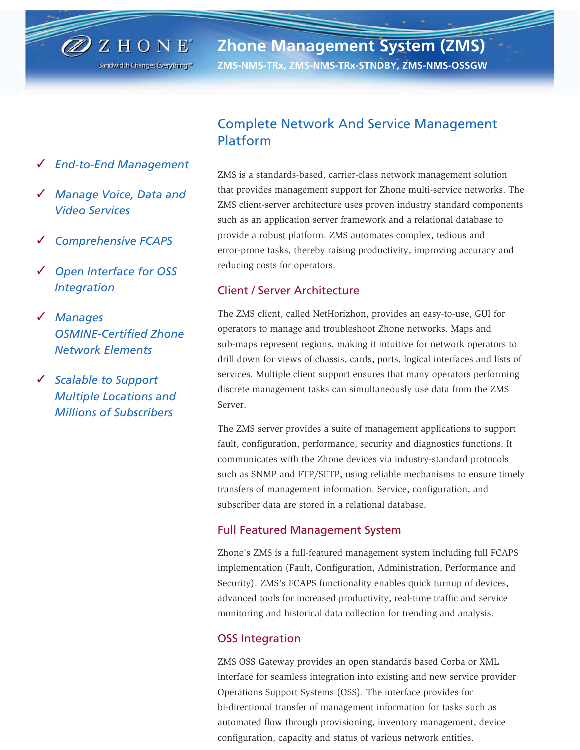# Zhone Management System (ZMS)

**ZMS-NMS-TRx, ZMS-NMS-TRx-STNDBY, ZMS-NMS-OSSGW**

- ✓ *End-to-End Management*
- ✓ *Manage Voice, Data and Video Services*
- ✓ *Comprehensive FCAPS*
- ✓ *Open Interface for OSS Integration*
- ✓ *Manages OSMINE-Certified Zhone Network Elements*
- ✓ *Scalable to Support Multiple Locations and Millions of Subscribers*

## Complete Network And Service Management Platform

ZMS is a standards-based, carrier-class network management solution that provides management support for Zhone multi-service networks. The ZMS client-server architecture uses proven industry standard components such as an application server framework and a relational database to provide a robust platform. ZMS automates complex, tedious and error-prone tasks, thereby raising productivity, improving accuracy and reducing costs for operators.

### Client / Server Architecture

The ZMS client, called NetHorizhon, provides an easy-to-use, GUI for operators to manage and troubleshoot Zhone networks. Maps and sub-maps represent regions, making it intuitive for network operators to drill down for views of chassis, cards, ports, logical interfaces and lists of services. Multiple client support ensures that many operators performing discrete management tasks can simultaneously use data from the ZMS Server.

The ZMS server provides a suite of management applications to support fault, configuration, performance, security and diagnostics functions. It communicates with the Zhone devices via industry-standard protocols such as SNMP and FTP/SFTP, using reliable mechanisms to ensure timely transfers of management information. Service, configuration, and subscriber data are stored in a relational database.

### Full Featured Management System

Zhone's ZMS is a full-featured management system including full FCAPS implementation (Fault, Configuration, Administration, Performance and Security). ZMS's FCAPS functionality enables quick turnup of devices, advanced tools for increased productivity, real-time traffic and service monitoring and historical data collection for trending and analysis.

### OSS Integration

ZMS OSS Gateway provides an open standards based Corba or XML interface for seamless integration into existing and new service provider Operations Support Systems (OSS). The interface provides for bi-directional transfer of management information for tasks such as automated flow through provisioning, inventory management, device configuration, capacity and status of various network entities.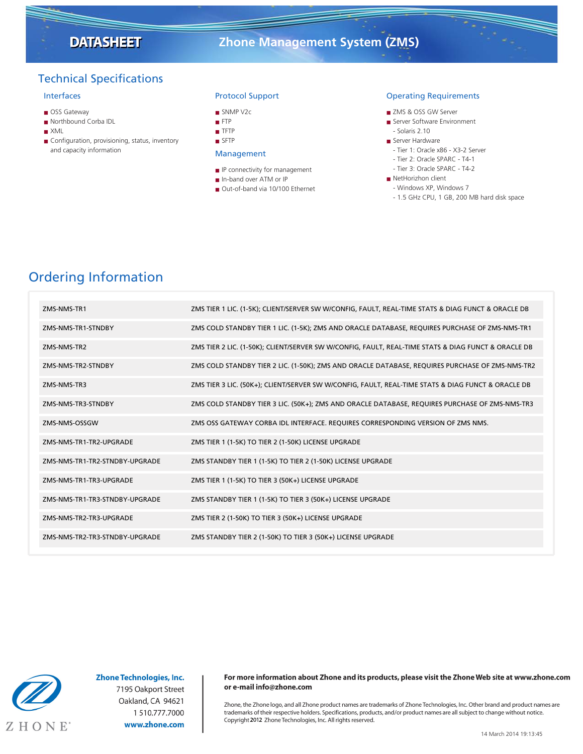# DATASHEET Zhone Management System (ZMS)

## Technical Specifications

### Interfaces

- OSS Gateway
- Northbound Corba IDL
- XML
- Configuration, provisioning, status, inventory and capacity information

### Protocol Support

- SNMP V2c
- FTP
- TFTP
- SFTP

### Management

- IP connectivity for management
- In-band over ATM or IP
- Out-of-band via 10/100 Ethernet

### Operating Requirements

- ZMS & OSS GW Server
- Server Software Environment
  - Solaris 2.10
- Server Hardware
  - Tier 1: Oracle x86 - X3-2 Server
  - Tier 2: Oracle SPARC - T4-1
  - Tier 3: Oracle SPARC - T4-2
- NetHorizhon client
  - Windows XP, Windows 7
  - 1.5 GHz CPU, 1 GB, 200 MB hard disk space

## Ordering Information

| | |
|---|---|
| ZMS-NMS-TR1 | ZMS TIER 1 LIC. (1-5K); CLIENT/SERVER SW W/CONFIG, FAULT, REAL-TIME STATS & DIAG FUNCT & ORACLE DB |
| ZMS-NMS-TR1-STNDBY | ZMS COLD STANDBY TIER 1 LIC. (1-5K); ZMS AND ORACLE DATABASE, REQUIRES PURCHASE OF ZMS-NMS-TR1 |
| ZMS-NMS-TR2 | ZMS TIER 2 LIC. (1-50K); CLIENT/SERVER SW W/CONFIG, FAULT, REAL-TIME STATS & DIAG FUNCT & ORACLE DB |
| ZMS-NMS-TR2-STNDBY | ZMS COLD STANDBY TIER 2 LIC. (1-50K); ZMS AND ORACLE DATABASE, REQUIRES PURCHASE OF ZMS-NMS-TR2 |
| ZMS-NMS-TR3 | ZMS TIER 3 LIC. (50K+); CLIENT/SERVER SW W/CONFIG, FAULT, REAL-TIME STATS & DIAG FUNCT & ORACLE DB |
| ZMS-NMS-TR3-STNDBY | ZMS COLD STANDBY TIER 3 LIC. (50K+); ZMS AND ORACLE DATABASE, REQUIRES PURCHASE OF ZMS-NMS-TR3 |
| ZMS-NMS-OSSGW | ZMS OSS GATEWAY CORBA IDL INTERFACE. REQUIRES CORRESPONDING VERSION OF ZMS NMS. |
| ZMS-NMS-TR1-TR2-UPGRADE | ZMS TIER 1 (1-5K) TO TIER 2 (1-50K) LICENSE UPGRADE |
| ZMS-NMS-TR1-TR2-STNDBY-UPGRADE | ZMS STANDBY TIER 1 (1-5K) TO TIER 2 (1-50K) LICENSE UPGRADE |
| ZMS-NMS-TR1-TR3-UPGRADE | ZMS TIER 1 (1-5K) TO TIER 3 (50K+) LICENSE UPGRADE |
| ZMS-NMS-TR1-TR3-STNDBY-UPGRADE | ZMS STANDBY TIER 1 (1-5K) TO TIER 3 (50K+) LICENSE UPGRADE |
| ZMS-NMS-TR2-TR3-UPGRADE | ZMS TIER 2 (1-50K) TO TIER 3 (50K+) LICENSE UPGRADE |
| ZMS-NMS-TR2-TR3-STNDBY-UPGRADE | ZMS STANDBY TIER 2 (1-50K) TO TIER 3 (50K+) LICENSE UPGRADE |

**Zhone Technologies, Inc.**
7195 Oakport Street
Oakland, CA 94621
1 510.777.7000
**www.zhone.com**

**For more information about Zhone and its products, please visit the Zhone Web site at www.zhone.com or e-mail info@zhone.com**

Zhone, the Zhone logo, and all Zhone product names are trademarks of Zhone Technologies, Inc. Other brand and product names are trademarks of their respective holders. Specifications, products, and/or product names are all subject to change without notice. Copyright 2012 Zhone Technologies, Inc. All rights reserved.

14 March 2014 19:13:45